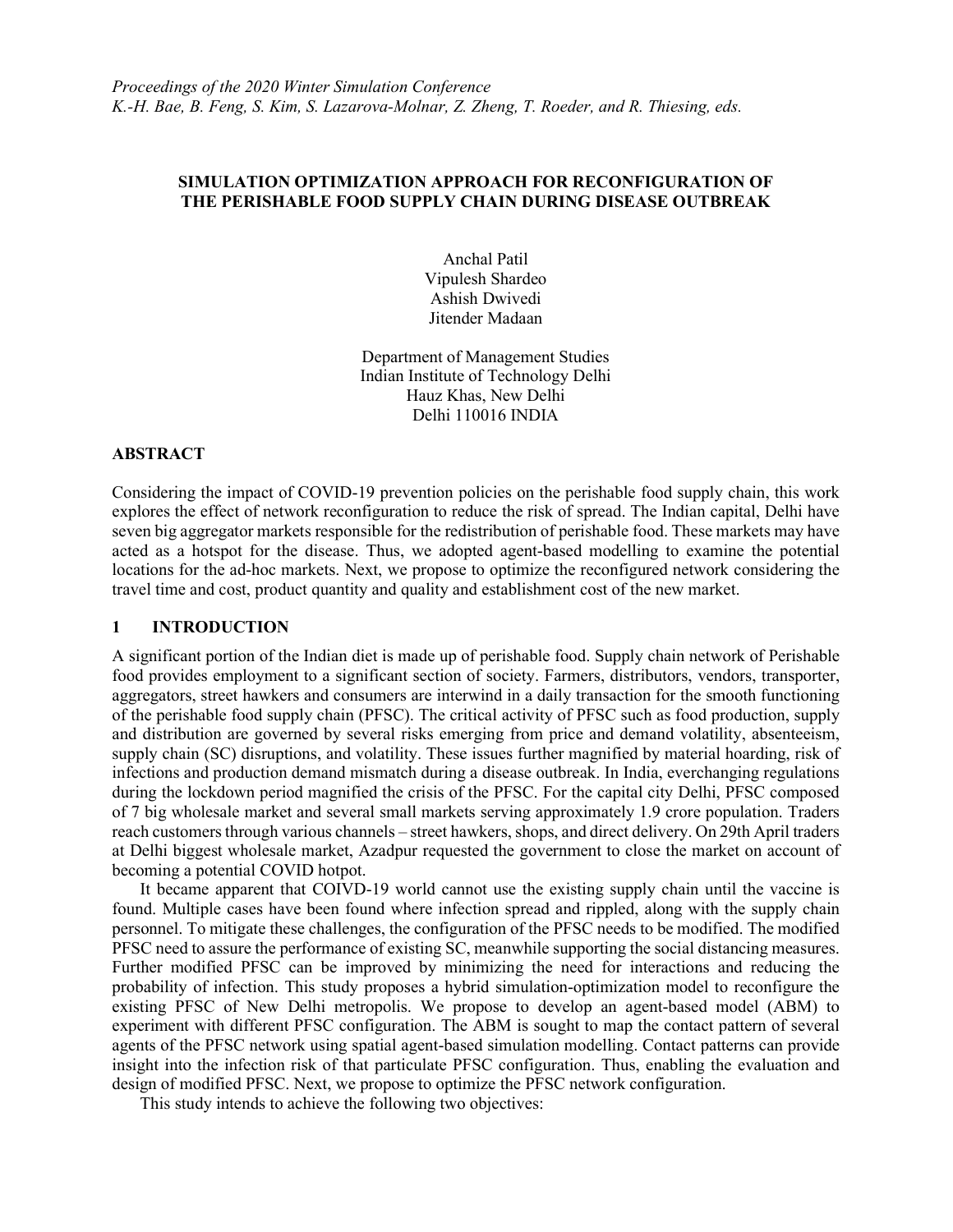*Proceedings of the 2020 Winter Simulation Conference*
*K.-H. Bae, B. Feng, S. Kim, S. Lazarova-Molnar, Z. Zheng, T. Roeder, and R. Thiesing, eds.*

# SIMULATION OPTIMIZATION APPROACH FOR RECONFIGURATION OF THE PERISHABLE FOOD SUPPLY CHAIN DURING DISEASE OUTBREAK

Anchal Patil
Vipulesh Shardeo
Ashish Dwivedi
Jitender Madaan

Department of Management Studies
Indian Institute of Technology Delhi
Hauz Khas, New Delhi
Delhi 110016 INDIA

## ABSTRACT

Considering the impact of COVID-19 prevention policies on the perishable food supply chain, this work explores the effect of network reconfiguration to reduce the risk of spread. The Indian capital, Delhi have seven big aggregator markets responsible for the redistribution of perishable food. These markets may have acted as a hotspot for the disease. Thus, we adopted agent-based modelling to examine the potential locations for the ad-hoc markets. Next, we propose to optimize the reconfigured network considering the travel time and cost, product quantity and quality and establishment cost of the new market.

## 1 INTRODUCTION

A significant portion of the Indian diet is made up of perishable food. Supply chain network of Perishable food provides employment to a significant section of society. Farmers, distributors, vendors, transporter, aggregators, street hawkers and consumers are interwind in a daily transaction for the smooth functioning of the perishable food supply chain (PFSC). The critical activity of PFSC such as food production, supply and distribution are governed by several risks emerging from price and demand volatility, absenteeism, supply chain (SC) disruptions, and volatility. These issues further magnified by material hoarding, risk of infections and production demand mismatch during a disease outbreak. In India, everchanging regulations during the lockdown period magnified the crisis of the PFSC. For the capital city Delhi, PFSC composed of 7 big wholesale market and several small markets serving approximately 1.9 crore population. Traders reach customers through various channels – street hawkers, shops, and direct delivery. On 29th April traders at Delhi biggest wholesale market, Azadpur requested the government to close the market on account of becoming a potential COVID hotpot.

It became apparent that COIVD-19 world cannot use the existing supply chain until the vaccine is found. Multiple cases have been found where infection spread and rippled, along with the supply chain personnel. To mitigate these challenges, the configuration of the PFSC needs to be modified. The modified PFSC need to assure the performance of existing SC, meanwhile supporting the social distancing measures. Further modified PFSC can be improved by minimizing the need for interactions and reducing the probability of infection. This study proposes a hybrid simulation-optimization model to reconfigure the existing PFSC of New Delhi metropolis. We propose to develop an agent-based model (ABM) to experiment with different PFSC configuration. The ABM is sought to map the contact pattern of several agents of the PFSC network using spatial agent-based simulation modelling. Contact patterns can provide insight into the infection risk of that particulate PFSC configuration. Thus, enabling the evaluation and design of modified PFSC. Next, we propose to optimize the PFSC network configuration.

This study intends to achieve the following two objectives: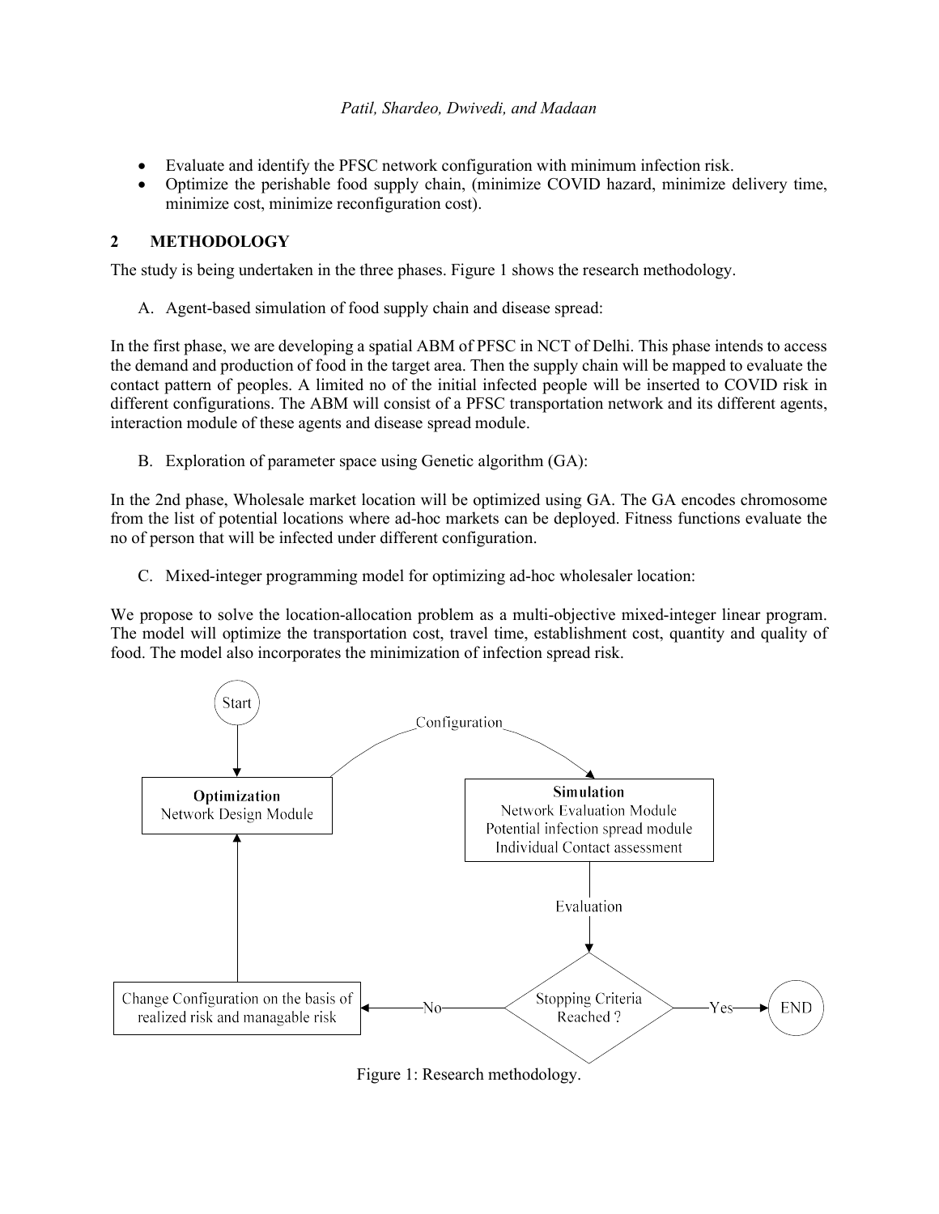- Evaluate and identify the PFSC network configuration with minimum infection risk.
- Optimize the perishable food supply chain, (minimize COVID hazard, minimize delivery time, minimize cost, minimize reconfiguration cost).

## 2 METHODOLOGY

The study is being undertaken in the three phases. Figure 1 shows the research methodology.

A. Agent-based simulation of food supply chain and disease spread:

In the first phase, we are developing a spatial ABM of PFSC in NCT of Delhi. This phase intends to access the demand and production of food in the target area. Then the supply chain will be mapped to evaluate the contact pattern of peoples. A limited no of the initial infected people will be inserted to COVID risk in different configurations. The ABM will consist of a PFSC transportation network and its different agents, interaction module of these agents and disease spread module.

B. Exploration of parameter space using Genetic algorithm (GA):

In the 2nd phase, Wholesale market location will be optimized using GA. The GA encodes chromosome from the list of potential locations where ad-hoc markets can be deployed. Fitness functions evaluate the no of person that will be infected under different configuration.

C. Mixed-integer programming model for optimizing ad-hoc wholesaler location:

We propose to solve the location-allocation problem as a multi-objective mixed-integer linear program. The model will optimize the transportation cost, travel time, establishment cost, quantity and quality of food. The model also incorporates the minimization of infection spread risk.

Start

Configuration

**Optimization**
Network Design Module

**Simulation**
Network Evaluation Module
Potential infection spread module
Individual Contact assessment

Evaluation

Stopping Criteria Reached ?

Yes

END

No

Change Configuration on the basis of realized risk and managable risk

Figure 1: Research methodology.